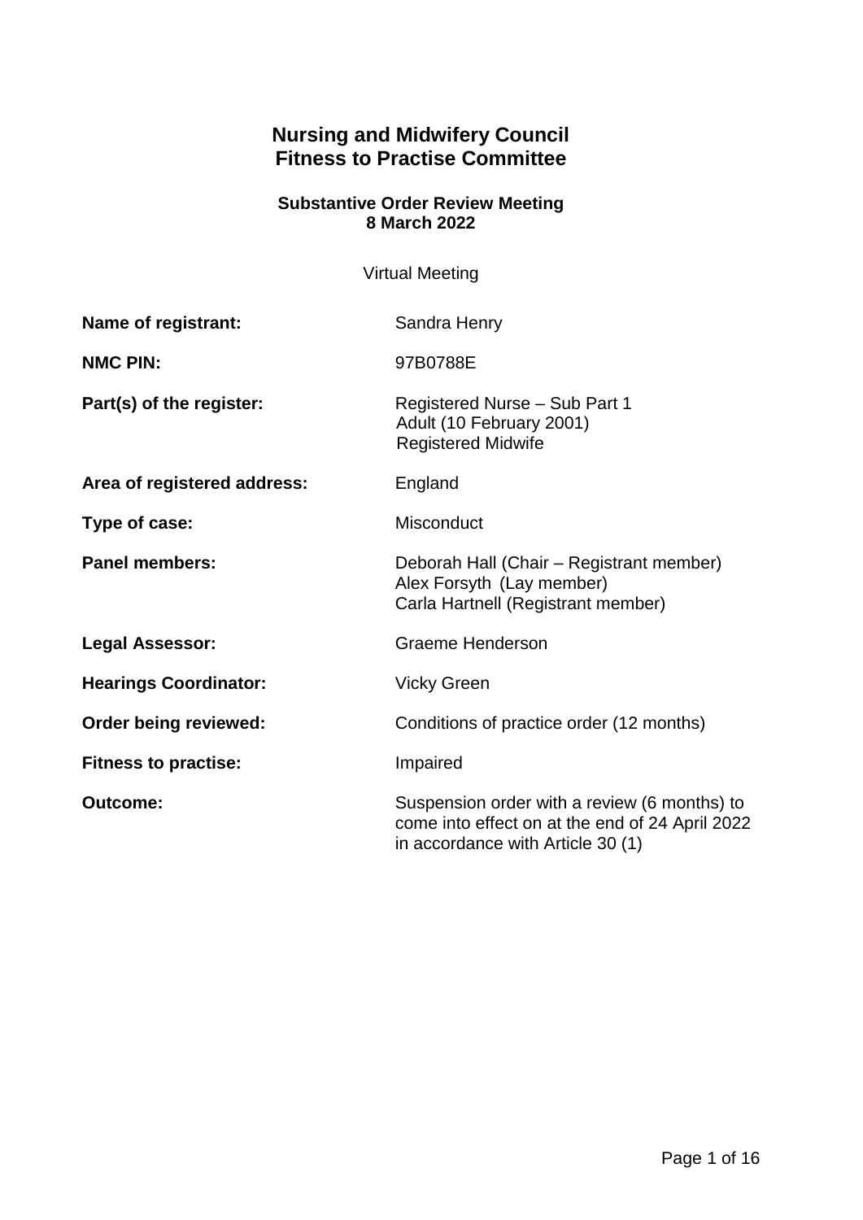# Nursing and Midwifery Council
# Fitness to Practise Committee

## Substantive Order Review Meeting
## 8 March 2022

Virtual Meeting

| | |
|---|---|
| **Name of registrant:** | Sandra Henry |
| **NMC PIN:** | 97B0788E |
| **Part(s) of the register:** | Registered Nurse – Sub Part 1<br>Adult (10 February 2001)<br>Registered Midwife |
| **Area of registered address:** | England |
| **Type of case:** | Misconduct |
| **Panel members:** | Deborah Hall (Chair – Registrant member)<br>Alex Forsyth (Lay member)<br>Carla Hartnell (Registrant member) |
| **Legal Assessor:** | Graeme Henderson |
| **Hearings Coordinator:** | Vicky Green |
| **Order being reviewed:** | Conditions of practice order (12 months) |
| **Fitness to practise:** | Impaired |
| **Outcome:** | Suspension order with a review (6 months) to come into effect on at the end of 24 April 2022 in accordance with Article 30 (1) |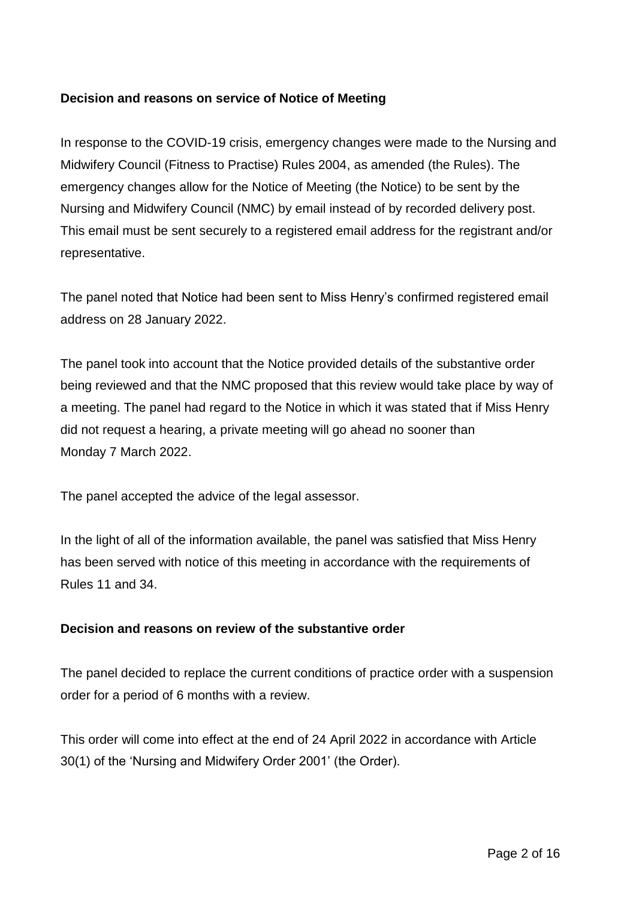**Decision and reasons on service of Notice of Meeting**

In response to the COVID-19 crisis, emergency changes were made to the Nursing and Midwifery Council (Fitness to Practise) Rules 2004, as amended (the Rules). The emergency changes allow for the Notice of Meeting (the Notice) to be sent by the Nursing and Midwifery Council (NMC) by email instead of by recorded delivery post. This email must be sent securely to a registered email address for the registrant and/or representative.

The panel noted that Notice had been sent to Miss Henry's confirmed registered email address on 28 January 2022.

The panel took into account that the Notice provided details of the substantive order being reviewed and that the NMC proposed that this review would take place by way of a meeting. The panel had regard to the Notice in which it was stated that if Miss Henry did not request a hearing, a private meeting will go ahead no sooner than Monday 7 March 2022.

The panel accepted the advice of the legal assessor.

In the light of all of the information available, the panel was satisfied that Miss Henry has been served with notice of this meeting in accordance with the requirements of Rules 11 and 34.

**Decision and reasons on review of the substantive order**

The panel decided to replace the current conditions of practice order with a suspension order for a period of 6 months with a review.

This order will come into effect at the end of 24 April 2022 in accordance with Article 30(1) of the 'Nursing and Midwifery Order 2001' (the Order).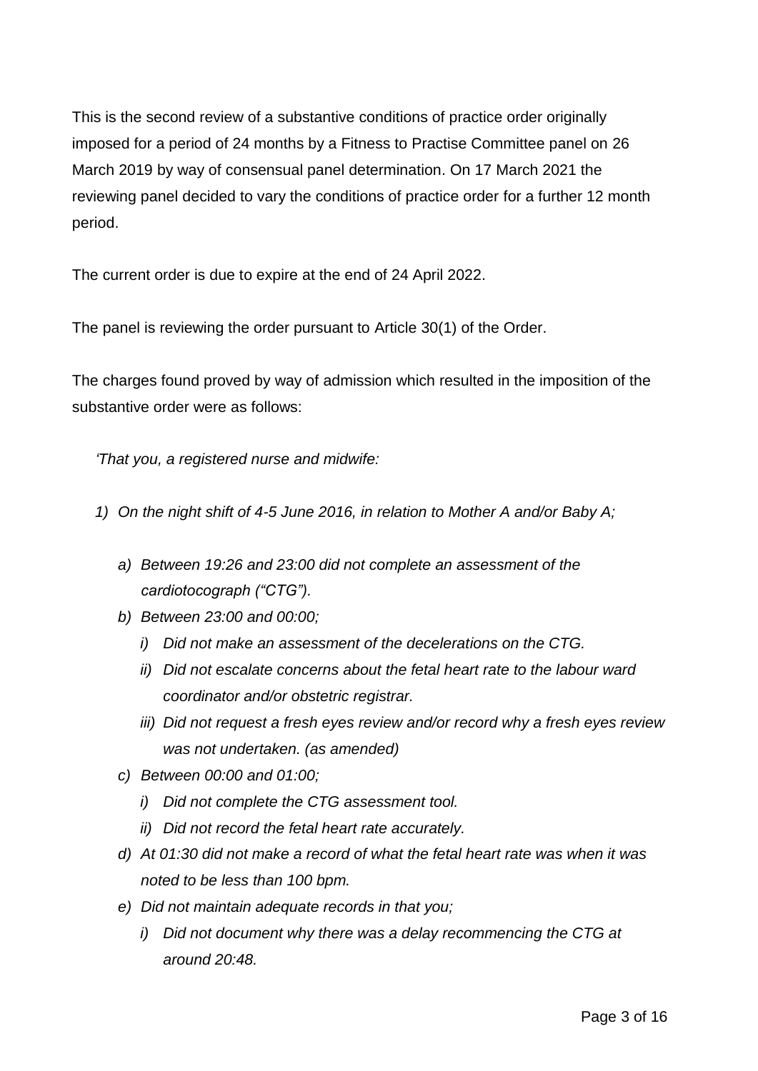This is the second review of a substantive conditions of practice order originally imposed for a period of 24 months by a Fitness to Practise Committee panel on 26 March 2019 by way of consensual panel determination. On 17 March 2021 the reviewing panel decided to vary the conditions of practice order for a further 12 month period.

The current order is due to expire at the end of 24 April 2022.

The panel is reviewing the order pursuant to Article 30(1) of the Order.

The charges found proved by way of admission which resulted in the imposition of the substantive order were as follows:

*'That you, a registered nurse and midwife:*

1) *On the night shift of 4-5 June 2016, in relation to Mother A and/or Baby A;*
   a) *Between 19:26 and 23:00 did not complete an assessment of the cardiotocograph ("CTG").*
   b) *Between 23:00 and 00:00;*
      i) *Did not make an assessment of the decelerations on the CTG.*
      ii) *Did not escalate concerns about the fetal heart rate to the labour ward coordinator and/or obstetric registrar.*
      iii) *Did not request a fresh eyes review and/or record why a fresh eyes review was not undertaken. (as amended)*
   c) *Between 00:00 and 01:00;*
      i) *Did not complete the CTG assessment tool.*
      ii) *Did not record the fetal heart rate accurately.*
   d) *At 01:30 did not make a record of what the fetal heart rate was when it was noted to be less than 100 bpm.*
   e) *Did not maintain adequate records in that you;*
      i) *Did not document why there was a delay recommencing the CTG at around 20:48.*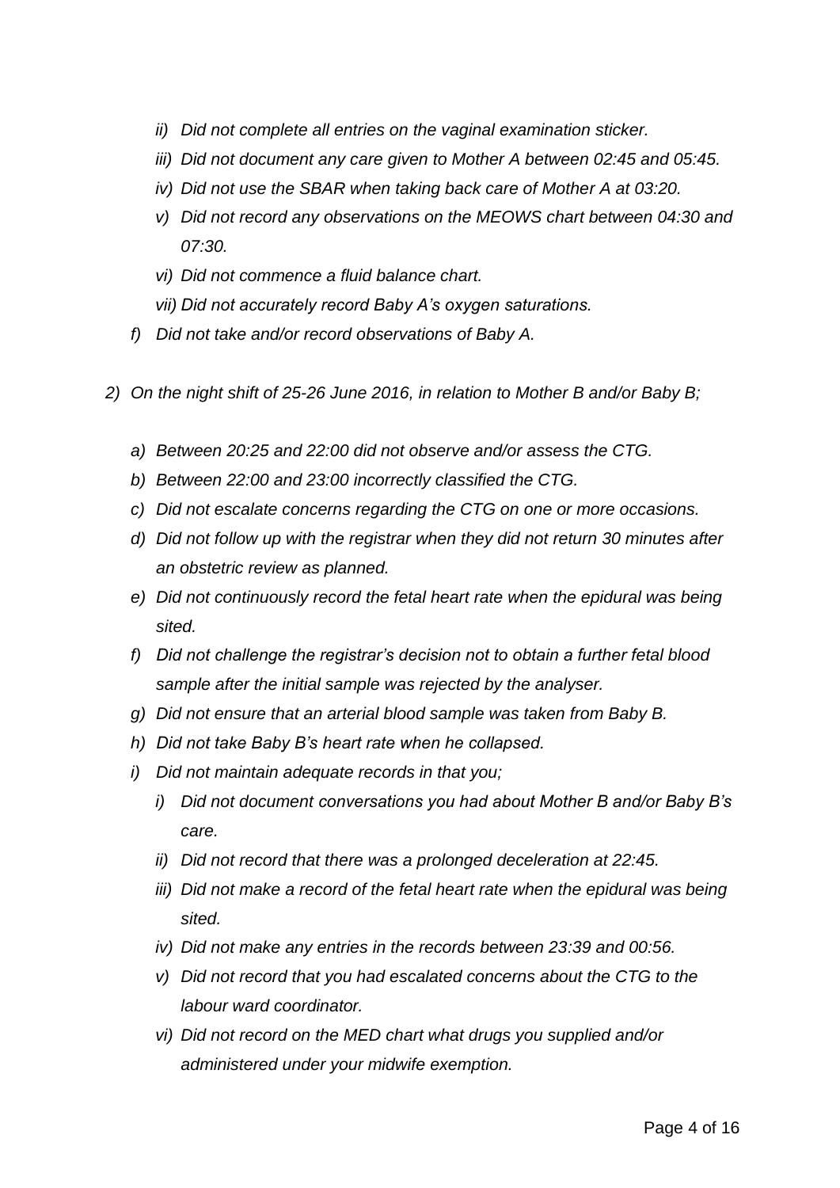- *ii) Did not complete all entries on the vaginal examination sticker.*
- *iii) Did not document any care given to Mother A between 02:45 and 05:45.*
- *iv) Did not use the SBAR when taking back care of Mother A at 03:20.*
- *v) Did not record any observations on the MEOWS chart between 04:30 and 07:30.*
- *vi) Did not commence a fluid balance chart.*
- *vii) Did not accurately record Baby A's oxygen saturations.*

*f) Did not take and/or record observations of Baby A.*

*2) On the night shift of 25-26 June 2016, in relation to Mother B and/or Baby B;*

- *a) Between 20:25 and 22:00 did not observe and/or assess the CTG.*
- *b) Between 22:00 and 23:00 incorrectly classified the CTG.*
- *c) Did not escalate concerns regarding the CTG on one or more occasions.*
- *d) Did not follow up with the registrar when they did not return 30 minutes after an obstetric review as planned.*
- *e) Did not continuously record the fetal heart rate when the epidural was being sited.*
- *f) Did not challenge the registrar's decision not to obtain a further fetal blood sample after the initial sample was rejected by the analyser.*
- *g) Did not ensure that an arterial blood sample was taken from Baby B.*
- *h) Did not take Baby B's heart rate when he collapsed.*
- *i) Did not maintain adequate records in that you;*
  - *i) Did not document conversations you had about Mother B and/or Baby B's care.*
  - *ii) Did not record that there was a prolonged deceleration at 22:45.*
  - *iii) Did not make a record of the fetal heart rate when the epidural was being sited.*
  - *iv) Did not make any entries in the records between 23:39 and 00:56.*
  - *v) Did not record that you had escalated concerns about the CTG to the labour ward coordinator.*
  - *vi) Did not record on the MED chart what drugs you supplied and/or administered under your midwife exemption.*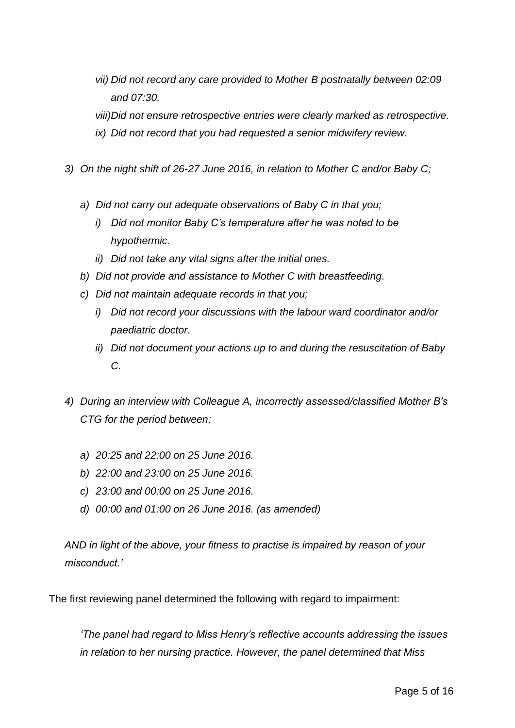*vii) Did not record any care provided to Mother B postnatally between 02:09 and 07:30.*

*viii)Did not ensure retrospective entries were clearly marked as retrospective.*

*ix) Did not record that you had requested a senior midwifery review.*

*3) On the night shift of 26-27 June 2016, in relation to Mother C and/or Baby C;*

*a) Did not carry out adequate observations of Baby C in that you;*

*i) Did not monitor Baby C's temperature after he was noted to be hypothermic.*

*ii) Did not take any vital signs after the initial ones.*

*b) Did not provide and assistance to Mother C with breastfeeding.*

*c) Did not maintain adequate records in that you;*

*i) Did not record your discussions with the labour ward coordinator and/or paediatric doctor.*

*ii) Did not document your actions up to and during the resuscitation of Baby C.*

*4) During an interview with Colleague A, incorrectly assessed/classified Mother B's CTG for the period between;*

*a) 20:25 and 22:00 on 25 June 2016.*

*b) 22:00 and 23:00 on 25 June 2016.*

*c) 23:00 and 00:00 on 25 June 2016.*

*d) 00:00 and 01:00 on 26 June 2016. (as amended)*

*AND in light of the above, your fitness to practise is impaired by reason of your misconduct.'*

The first reviewing panel determined the following with regard to impairment:

*'The panel had regard to Miss Henry's reflective accounts addressing the issues in relation to her nursing practice. However, the panel determined that Miss*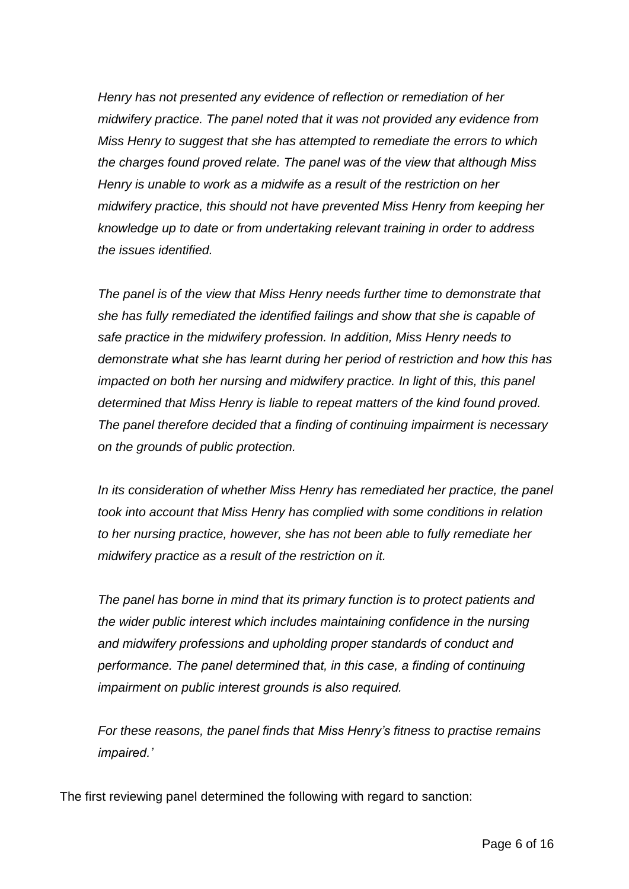*Henry has not presented any evidence of reflection or remediation of her midwifery practice. The panel noted that it was not provided any evidence from Miss Henry to suggest that she has attempted to remediate the errors to which the charges found proved relate. The panel was of the view that although Miss Henry is unable to work as a midwife as a result of the restriction on her midwifery practice, this should not have prevented Miss Henry from keeping her knowledge up to date or from undertaking relevant training in order to address the issues identified.*

*The panel is of the view that Miss Henry needs further time to demonstrate that she has fully remediated the identified failings and show that she is capable of safe practice in the midwifery profession. In addition, Miss Henry needs to demonstrate what she has learnt during her period of restriction and how this has impacted on both her nursing and midwifery practice. In light of this, this panel determined that Miss Henry is liable to repeat matters of the kind found proved. The panel therefore decided that a finding of continuing impairment is necessary on the grounds of public protection.*

*In its consideration of whether Miss Henry has remediated her practice, the panel took into account that Miss Henry has complied with some conditions in relation to her nursing practice, however, she has not been able to fully remediate her midwifery practice as a result of the restriction on it.*

*The panel has borne in mind that its primary function is to protect patients and the wider public interest which includes maintaining confidence in the nursing and midwifery professions and upholding proper standards of conduct and performance. The panel determined that, in this case, a finding of continuing impairment on public interest grounds is also required.*

*For these reasons, the panel finds that Miss Henry's fitness to practise remains impaired.'*

The first reviewing panel determined the following with regard to sanction: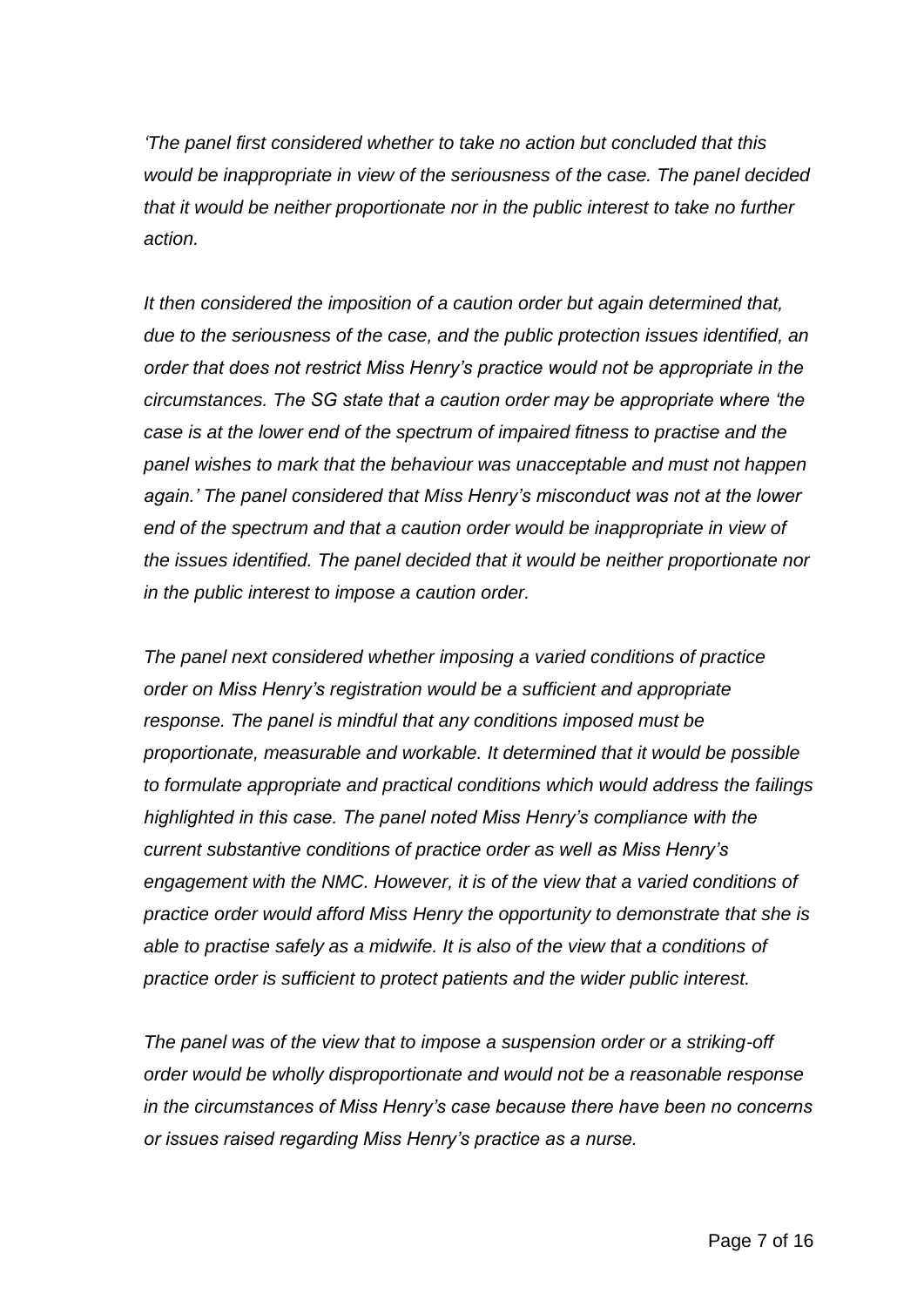*'The panel first considered whether to take no action but concluded that this would be inappropriate in view of the seriousness of the case. The panel decided that it would be neither proportionate nor in the public interest to take no further action.*

*It then considered the imposition of a caution order but again determined that, due to the seriousness of the case, and the public protection issues identified, an order that does not restrict Miss Henry's practice would not be appropriate in the circumstances. The SG state that a caution order may be appropriate where 'the case is at the lower end of the spectrum of impaired fitness to practise and the panel wishes to mark that the behaviour was unacceptable and must not happen again.' The panel considered that Miss Henry's misconduct was not at the lower end of the spectrum and that a caution order would be inappropriate in view of the issues identified. The panel decided that it would be neither proportionate nor in the public interest to impose a caution order.*

*The panel next considered whether imposing a varied conditions of practice order on Miss Henry's registration would be a sufficient and appropriate response. The panel is mindful that any conditions imposed must be proportionate, measurable and workable. It determined that it would be possible to formulate appropriate and practical conditions which would address the failings highlighted in this case. The panel noted Miss Henry's compliance with the current substantive conditions of practice order as well as Miss Henry's engagement with the NMC. However, it is of the view that a varied conditions of practice order would afford Miss Henry the opportunity to demonstrate that she is able to practise safely as a midwife. It is also of the view that a conditions of practice order is sufficient to protect patients and the wider public interest.*

*The panel was of the view that to impose a suspension order or a striking-off order would be wholly disproportionate and would not be a reasonable response in the circumstances of Miss Henry's case because there have been no concerns or issues raised regarding Miss Henry's practice as a nurse.*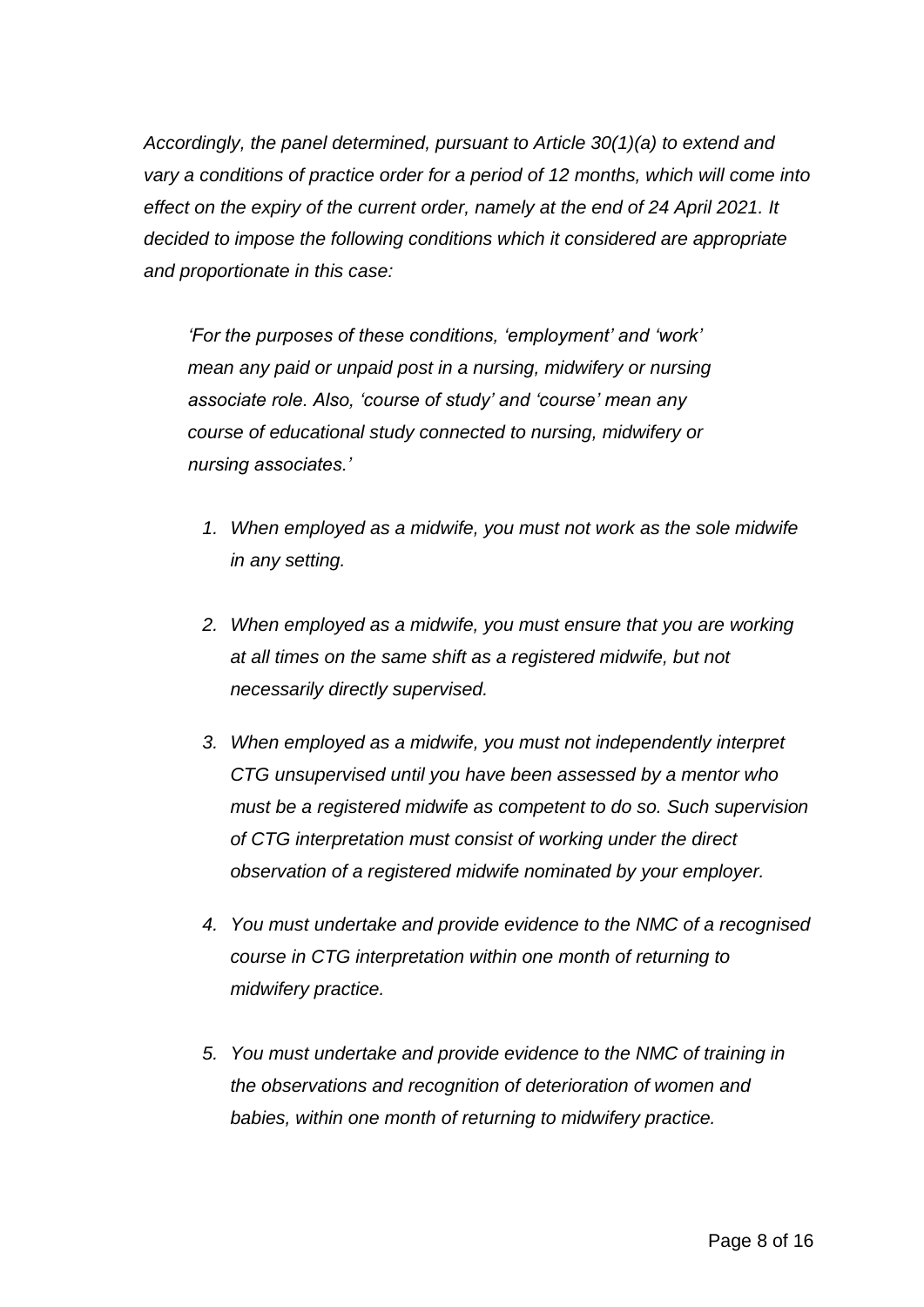*Accordingly, the panel determined, pursuant to Article 30(1)(a) to extend and vary a conditions of practice order for a period of 12 months, which will come into effect on the expiry of the current order, namely at the end of 24 April 2021. It decided to impose the following conditions which it considered are appropriate and proportionate in this case:*

> *'For the purposes of these conditions, 'employment' and 'work' mean any paid or unpaid post in a nursing, midwifery or nursing associate role. Also, 'course of study' and 'course' mean any course of educational study connected to nursing, midwifery or nursing associates.'*

1. *When employed as a midwife, you must not work as the sole midwife in any setting.*

2. *When employed as a midwife, you must ensure that you are working at all times on the same shift as a registered midwife, but not necessarily directly supervised.*

3. *When employed as a midwife, you must not independently interpret CTG unsupervised until you have been assessed by a mentor who must be a registered midwife as competent to do so. Such supervision of CTG interpretation must consist of working under the direct observation of a registered midwife nominated by your employer.*

4. *You must undertake and provide evidence to the NMC of a recognised course in CTG interpretation within one month of returning to midwifery practice.*

5. *You must undertake and provide evidence to the NMC of training in the observations and recognition of deterioration of women and babies, within one month of returning to midwifery practice.*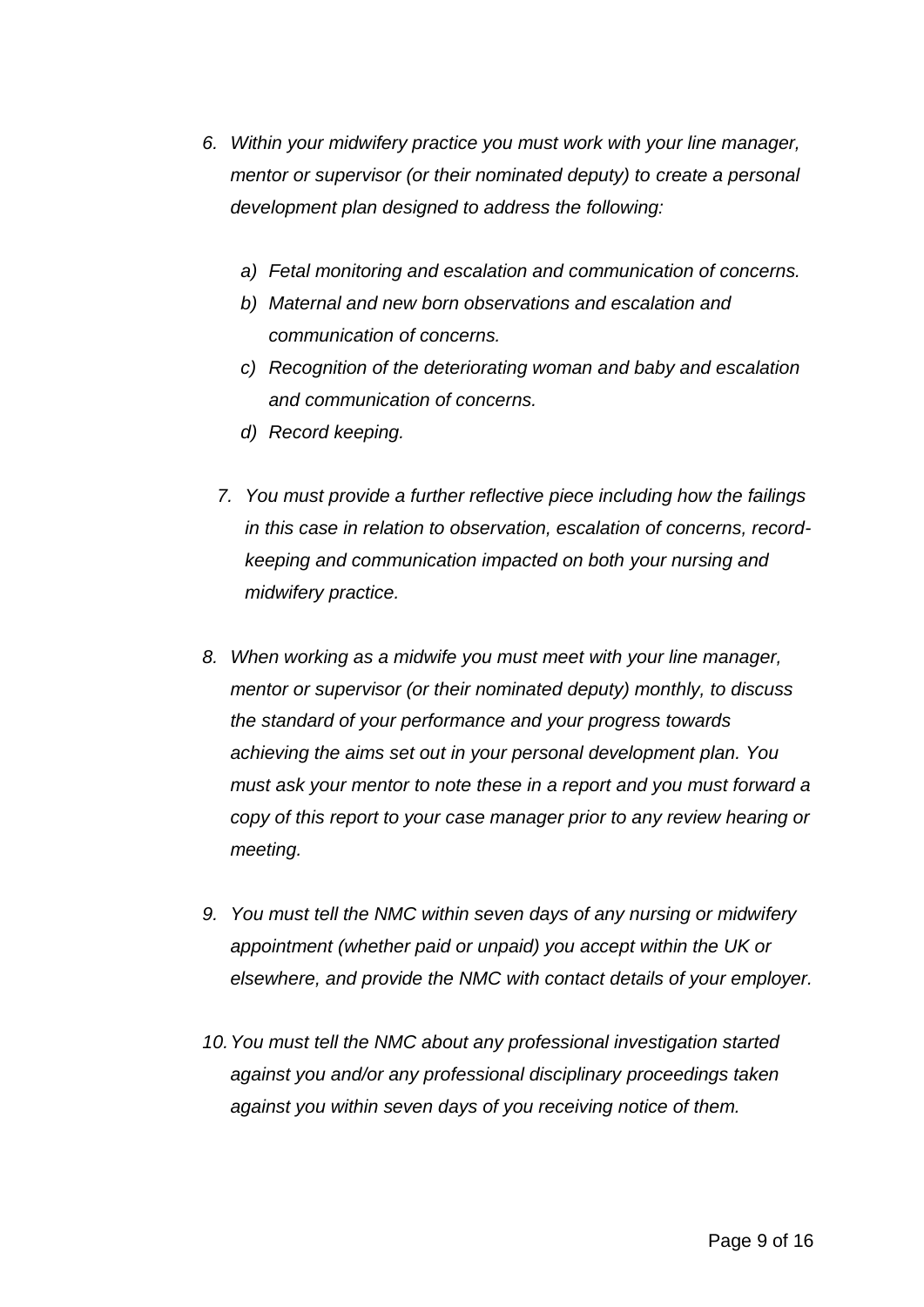6. *Within your midwifery practice you must work with your line manager, mentor or supervisor (or their nominated deputy) to create a personal development plan designed to address the following:*

    a) *Fetal monitoring and escalation and communication of concerns.*
    b) *Maternal and new born observations and escalation and communication of concerns.*
    c) *Recognition of the deteriorating woman and baby and escalation and communication of concerns.*
    d) *Record keeping.*

7. *You must provide a further reflective piece including how the failings in this case in relation to observation, escalation of concerns, record-keeping and communication impacted on both your nursing and midwifery practice.*

8. *When working as a midwife you must meet with your line manager, mentor or supervisor (or their nominated deputy) monthly, to discuss the standard of your performance and your progress towards achieving the aims set out in your personal development plan. You must ask your mentor to note these in a report and you must forward a copy of this report to your case manager prior to any review hearing or meeting.*

9. *You must tell the NMC within seven days of any nursing or midwifery appointment (whether paid or unpaid) you accept within the UK or elsewhere, and provide the NMC with contact details of your employer.*

10. *You must tell the NMC about any professional investigation started against you and/or any professional disciplinary proceedings taken against you within seven days of you receiving notice of them.*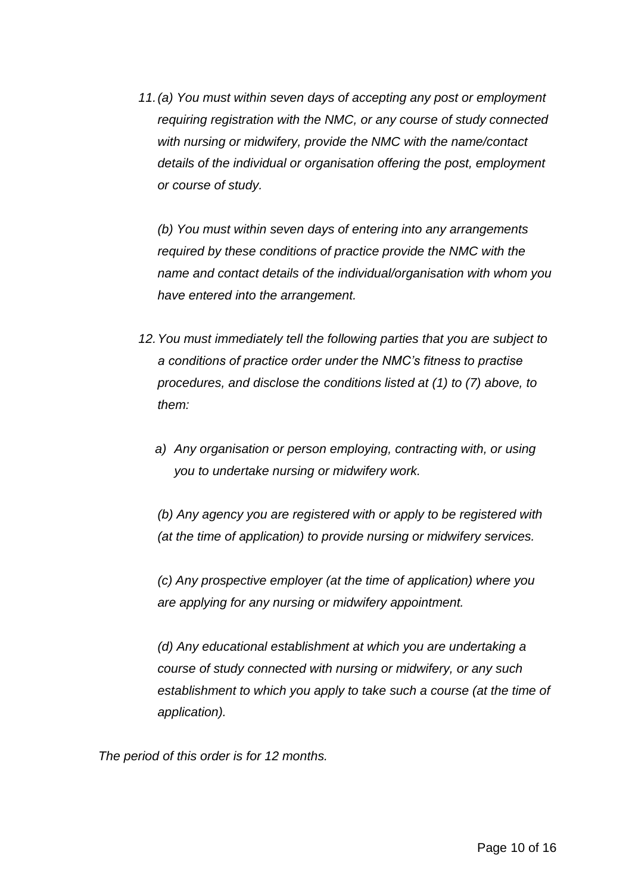11. *(a) You must within seven days of accepting any post or employment requiring registration with the NMC, or any course of study connected with nursing or midwifery, provide the NMC with the name/contact details of the individual or organisation offering the post, employment or course of study.*

    *(b) You must within seven days of entering into any arrangements required by these conditions of practice provide the NMC with the name and contact details of the individual/organisation with whom you have entered into the arrangement.*

12. *You must immediately tell the following parties that you are subject to a conditions of practice order under the NMC's fitness to practise procedures, and disclose the conditions listed at (1) to (7) above, to them:*

    *a) Any organisation or person employing, contracting with, or using you to undertake nursing or midwifery work.*

    *(b) Any agency you are registered with or apply to be registered with (at the time of application) to provide nursing or midwifery services.*

    *(c) Any prospective employer (at the time of application) where you are applying for any nursing or midwifery appointment.*

    *(d) Any educational establishment at which you are undertaking a course of study connected with nursing or midwifery, or any such establishment to which you apply to take such a course (at the time of application).*

*The period of this order is for 12 months.*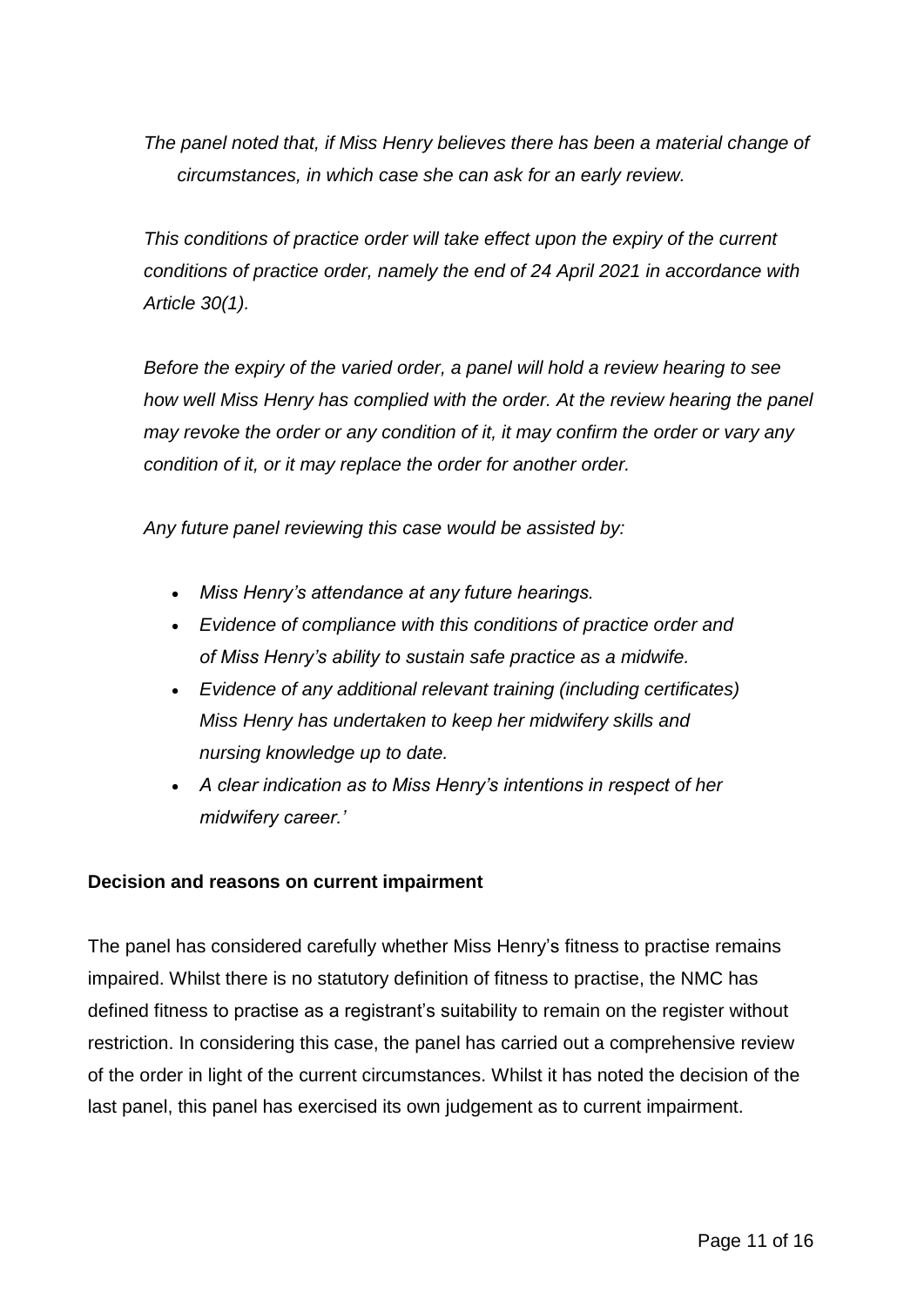*The panel noted that, if Miss Henry believes there has been a material change of circumstances, in which case she can ask for an early review.*

*This conditions of practice order will take effect upon the expiry of the current conditions of practice order, namely the end of 24 April 2021 in accordance with Article 30(1).*

*Before the expiry of the varied order, a panel will hold a review hearing to see how well Miss Henry has complied with the order. At the review hearing the panel may revoke the order or any condition of it, it may confirm the order or vary any condition of it, or it may replace the order for another order.*

*Any future panel reviewing this case would be assisted by:*

- *Miss Henry's attendance at any future hearings.*
- *Evidence of compliance with this conditions of practice order and of Miss Henry's ability to sustain safe practice as a midwife.*
- *Evidence of any additional relevant training (including certificates) Miss Henry has undertaken to keep her midwifery skills and nursing knowledge up to date.*
- *A clear indication as to Miss Henry's intentions in respect of her midwifery career.'*

**Decision and reasons on current impairment**

The panel has considered carefully whether Miss Henry's fitness to practise remains impaired. Whilst there is no statutory definition of fitness to practise, the NMC has defined fitness to practise as a registrant's suitability to remain on the register without restriction. In considering this case, the panel has carried out a comprehensive review of the order in light of the current circumstances. Whilst it has noted the decision of the last panel, this panel has exercised its own judgement as to current impairment.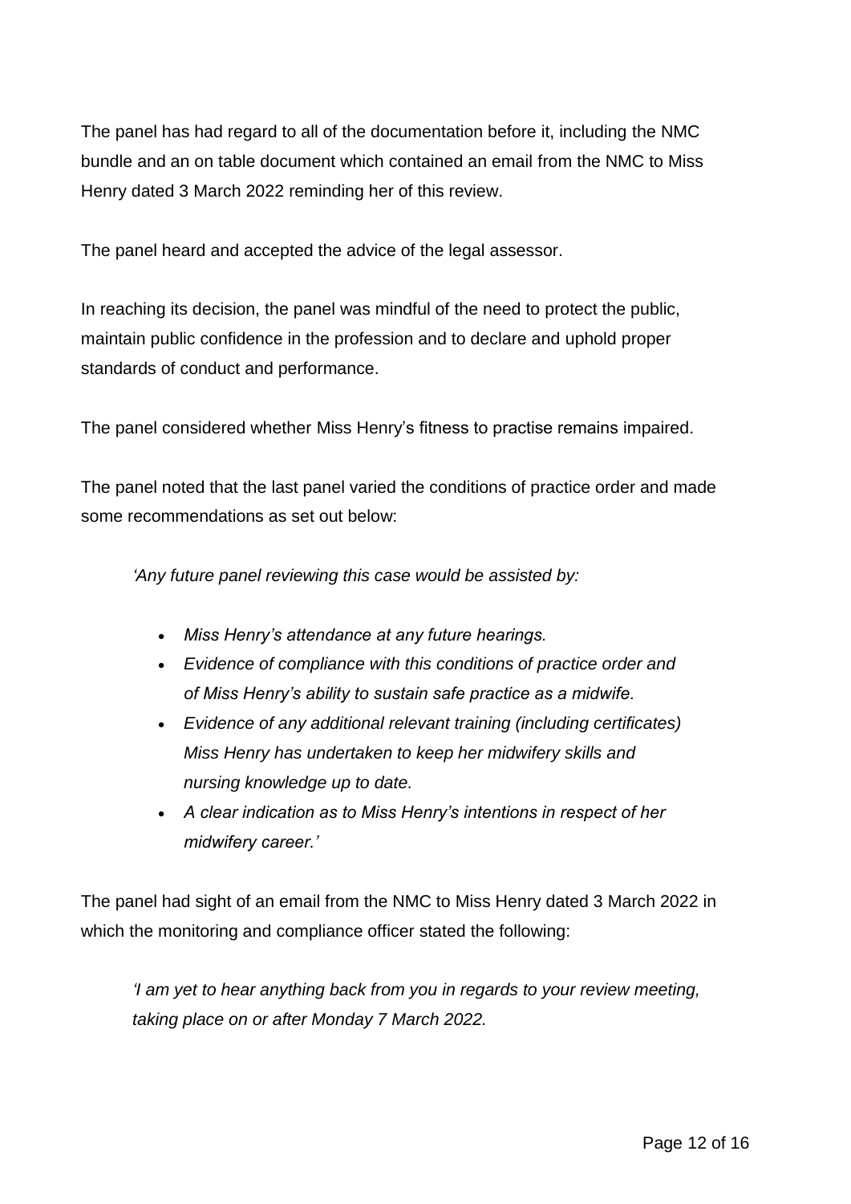The panel has had regard to all of the documentation before it, including the NMC bundle and an on table document which contained an email from the NMC to Miss Henry dated 3 March 2022 reminding her of this review.

The panel heard and accepted the advice of the legal assessor.

In reaching its decision, the panel was mindful of the need to protect the public, maintain public confidence in the profession and to declare and uphold proper standards of conduct and performance.

The panel considered whether Miss Henry's fitness to practise remains impaired.

The panel noted that the last panel varied the conditions of practice order and made some recommendations as set out below:

> *'Any future panel reviewing this case would be assisted by:*
>
> - *Miss Henry's attendance at any future hearings.*
> - *Evidence of compliance with this conditions of practice order and of Miss Henry's ability to sustain safe practice as a midwife.*
> - *Evidence of any additional relevant training (including certificates) Miss Henry has undertaken to keep her midwifery skills and nursing knowledge up to date.*
> - *A clear indication as to Miss Henry's intentions in respect of her midwifery career.'*

The panel had sight of an email from the NMC to Miss Henry dated 3 March 2022 in which the monitoring and compliance officer stated the following:

> *'I am yet to hear anything back from you in regards to your review meeting, taking place on or after Monday 7 March 2022.*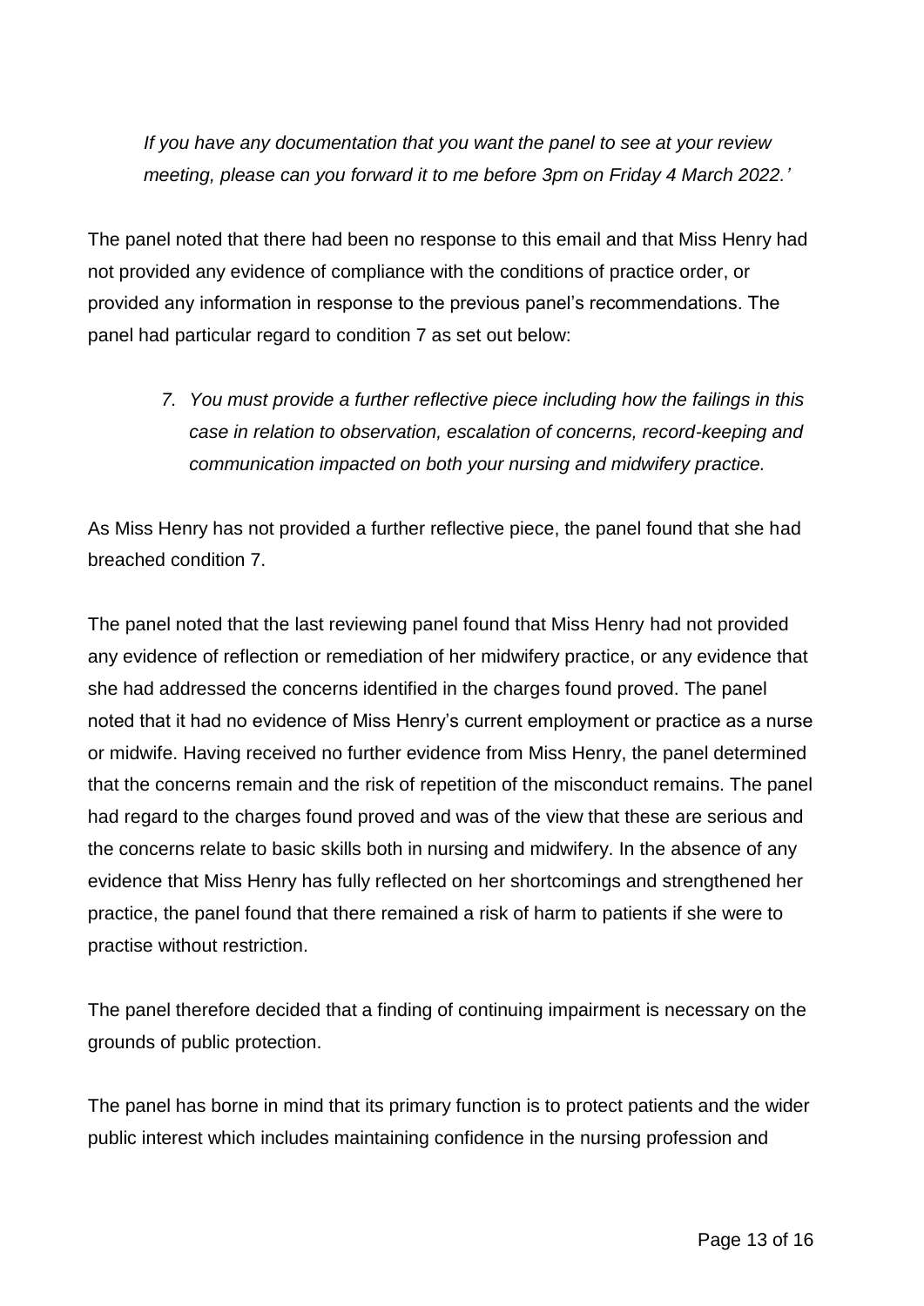*If you have any documentation that you want the panel to see at your review meeting, please can you forward it to me before 3pm on Friday 4 March 2022.'*

The panel noted that there had been no response to this email and that Miss Henry had not provided any evidence of compliance with the conditions of practice order, or provided any information in response to the previous panel's recommendations. The panel had particular regard to condition 7 as set out below:

> 7. *You must provide a further reflective piece including how the failings in this case in relation to observation, escalation of concerns, record-keeping and communication impacted on both your nursing and midwifery practice.*

As Miss Henry has not provided a further reflective piece, the panel found that she had breached condition 7.

The panel noted that the last reviewing panel found that Miss Henry had not provided any evidence of reflection or remediation of her midwifery practice, or any evidence that she had addressed the concerns identified in the charges found proved. The panel noted that it had no evidence of Miss Henry's current employment or practice as a nurse or midwife. Having received no further evidence from Miss Henry, the panel determined that the concerns remain and the risk of repetition of the misconduct remains. The panel had regard to the charges found proved and was of the view that these are serious and the concerns relate to basic skills both in nursing and midwifery. In the absence of any evidence that Miss Henry has fully reflected on her shortcomings and strengthened her practice, the panel found that there remained a risk of harm to patients if she were to practise without restriction.

The panel therefore decided that a finding of continuing impairment is necessary on the grounds of public protection.

The panel has borne in mind that its primary function is to protect patients and the wider public interest which includes maintaining confidence in the nursing profession and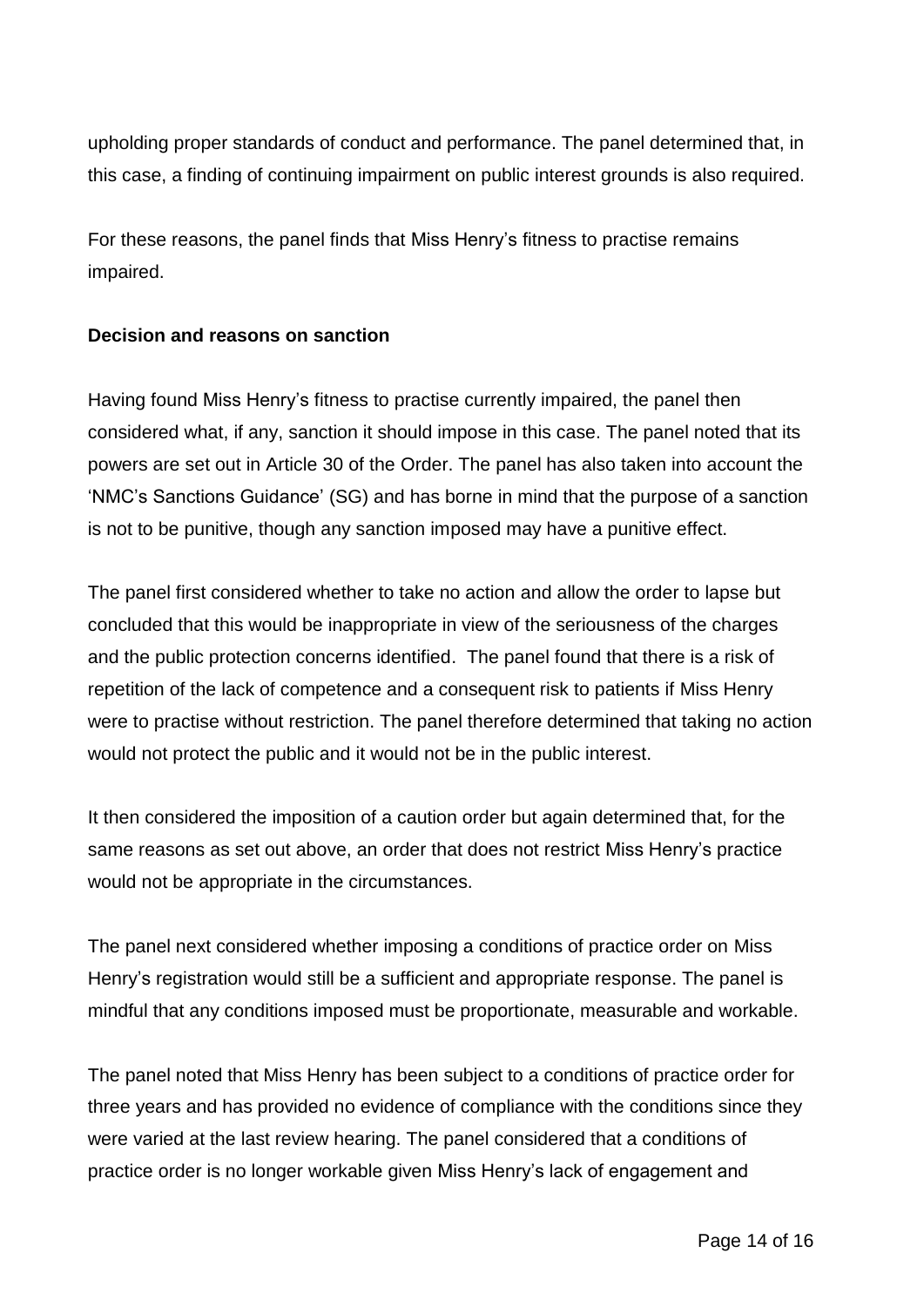upholding proper standards of conduct and performance. The panel determined that, in this case, a finding of continuing impairment on public interest grounds is also required.

For these reasons, the panel finds that Miss Henry's fitness to practise remains impaired.

**Decision and reasons on sanction**

Having found Miss Henry's fitness to practise currently impaired, the panel then considered what, if any, sanction it should impose in this case. The panel noted that its powers are set out in Article 30 of the Order. The panel has also taken into account the 'NMC's Sanctions Guidance' (SG) and has borne in mind that the purpose of a sanction is not to be punitive, though any sanction imposed may have a punitive effect.

The panel first considered whether to take no action and allow the order to lapse but concluded that this would be inappropriate in view of the seriousness of the charges and the public protection concerns identified. The panel found that there is a risk of repetition of the lack of competence and a consequent risk to patients if Miss Henry were to practise without restriction. The panel therefore determined that taking no action would not protect the public and it would not be in the public interest.

It then considered the imposition of a caution order but again determined that, for the same reasons as set out above, an order that does not restrict Miss Henry's practice would not be appropriate in the circumstances.

The panel next considered whether imposing a conditions of practice order on Miss Henry's registration would still be a sufficient and appropriate response. The panel is mindful that any conditions imposed must be proportionate, measurable and workable.

The panel noted that Miss Henry has been subject to a conditions of practice order for three years and has provided no evidence of compliance with the conditions since they were varied at the last review hearing. The panel considered that a conditions of practice order is no longer workable given Miss Henry's lack of engagement and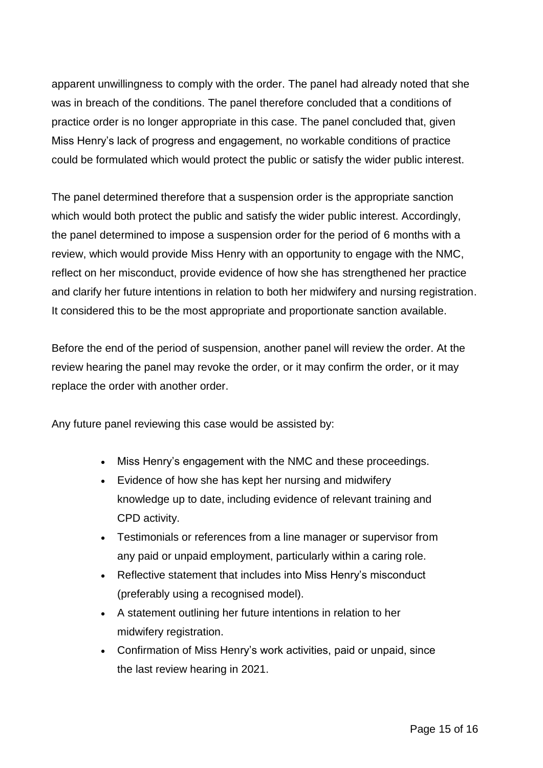apparent unwillingness to comply with the order. The panel had already noted that she was in breach of the conditions. The panel therefore concluded that a conditions of practice order is no longer appropriate in this case. The panel concluded that, given Miss Henry's lack of progress and engagement, no workable conditions of practice could be formulated which would protect the public or satisfy the wider public interest.

The panel determined therefore that a suspension order is the appropriate sanction which would both protect the public and satisfy the wider public interest. Accordingly, the panel determined to impose a suspension order for the period of 6 months with a review, which would provide Miss Henry with an opportunity to engage with the NMC, reflect on her misconduct, provide evidence of how she has strengthened her practice and clarify her future intentions in relation to both her midwifery and nursing registration. It considered this to be the most appropriate and proportionate sanction available.

Before the end of the period of suspension, another panel will review the order. At the review hearing the panel may revoke the order, or it may confirm the order, or it may replace the order with another order.

Any future panel reviewing this case would be assisted by:

- Miss Henry's engagement with the NMC and these proceedings.
- Evidence of how she has kept her nursing and midwifery knowledge up to date, including evidence of relevant training and CPD activity.
- Testimonials or references from a line manager or supervisor from any paid or unpaid employment, particularly within a caring role.
- Reflective statement that includes into Miss Henry's misconduct (preferably using a recognised model).
- A statement outlining her future intentions in relation to her midwifery registration.
- Confirmation of Miss Henry's work activities, paid or unpaid, since the last review hearing in 2021.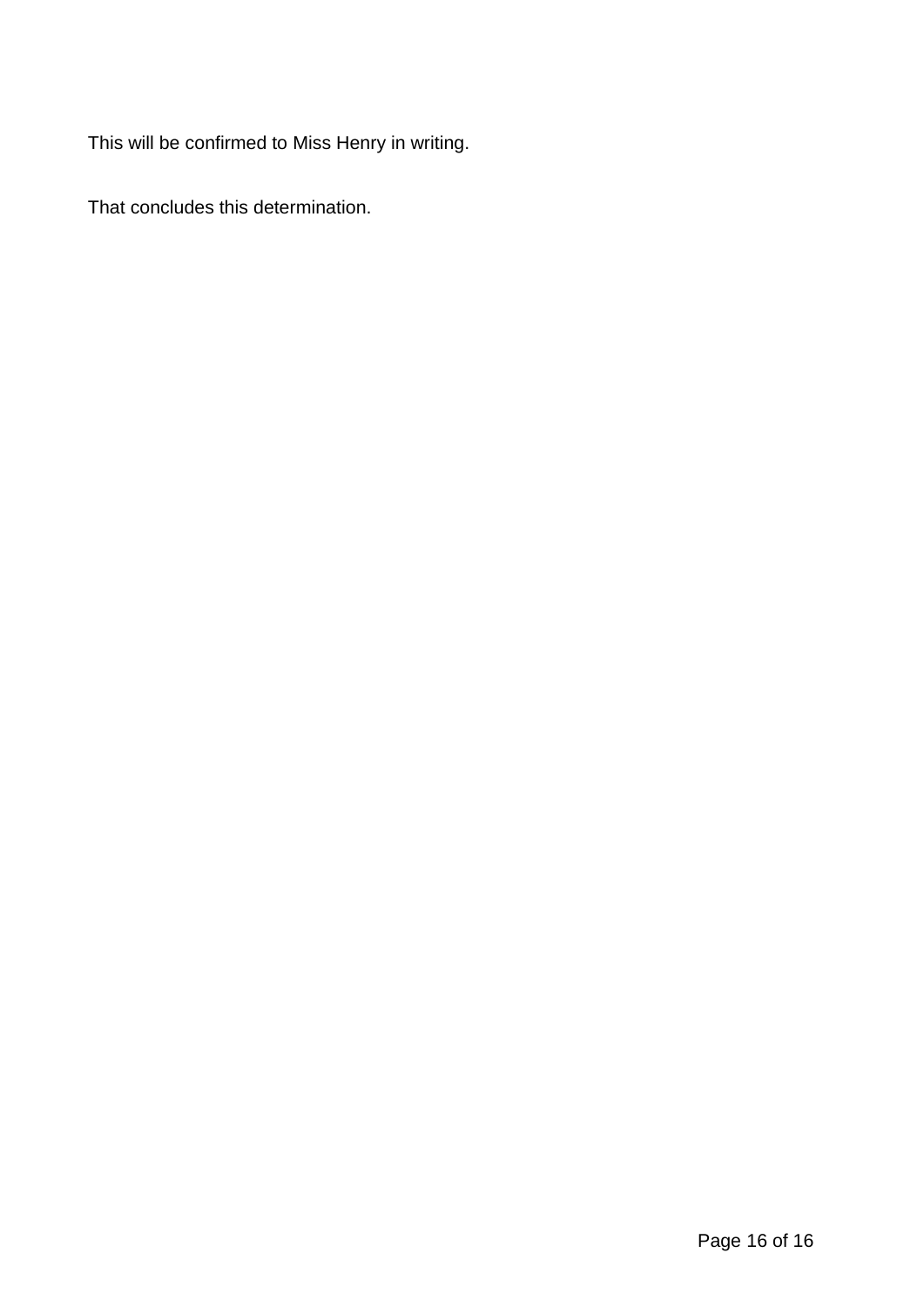This will be confirmed to Miss Henry in writing.

That concludes this determination.